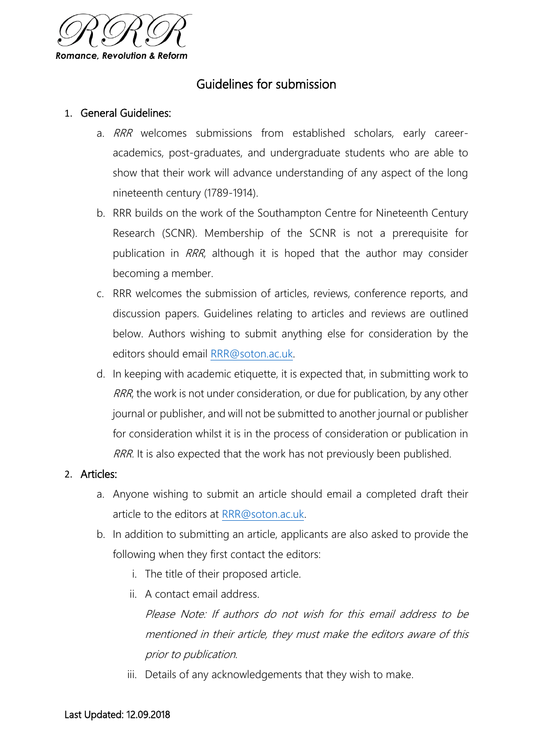RRR

Romance, Revolution & Reform

# Guidelines for submission

1. General Guidelines:
    a. *RRR* welcomes submissions from established scholars, early career-academics, post-graduates, and undergraduate students who are able to show that their work will advance understanding of any aspect of the long nineteenth century (1789-1914).
    b. RRR builds on the work of the Southampton Centre for Nineteenth Century Research (SCNR). Membership of the SCNR is not a prerequisite for publication in *RRR*, although it is hoped that the author may consider becoming a member.
    c. RRR welcomes the submission of articles, reviews, conference reports, and discussion papers. Guidelines relating to articles and reviews are outlined below. Authors wishing to submit anything else for consideration by the editors should email RRR@soton.ac.uk.
    d. In keeping with academic etiquette, it is expected that, in submitting work to *RRR*, the work is not under consideration, or due for publication, by any other journal or publisher, and will not be submitted to another journal or publisher for consideration whilst it is in the process of consideration or publication in *RRR*. It is also expected that the work has not previously been published.
2. Articles:
    a. Anyone wishing to submit an article should email a completed draft their article to the editors at RRR@soton.ac.uk.
    b. In addition to submitting an article, applicants are also asked to provide the following when they first contact the editors:
        i. The title of their proposed article.
        ii. A contact email address.

            *Please Note: If authors do not wish for this email address to be mentioned in their article, they must make the editors aware of this prior to publication.*
        iii. Details of any acknowledgements that they wish to make.

Last Updated: 12.09.2018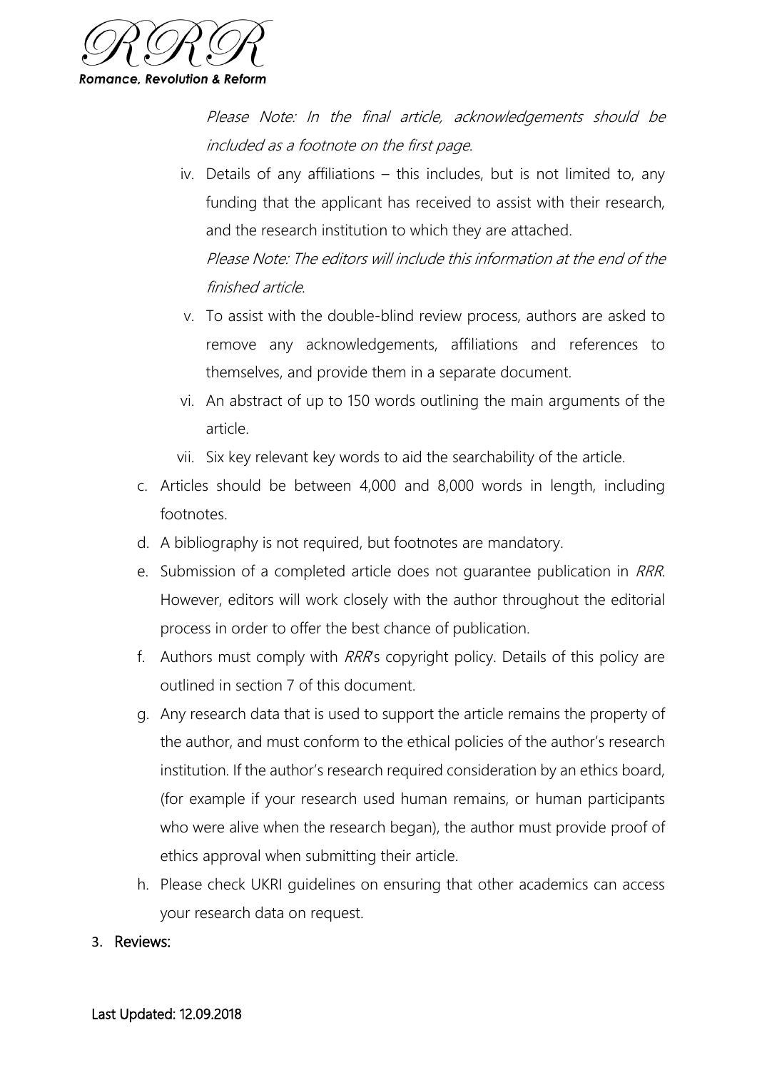*Please Note: In the final article, acknowledgements should be included as a footnote on the first page*.

iv. Details of any affiliations – this includes, but is not limited to, any funding that the applicant has received to assist with their research, and the research institution to which they are attached.
*Please Note: The editors will include this information at the end of the finished article*.

v. To assist with the double-blind review process, authors are asked to remove any acknowledgements, affiliations and references to themselves, and provide them in a separate document.

vi. An abstract of up to 150 words outlining the main arguments of the article.

vii. Six key relevant key words to aid the searchability of the article.

c. Articles should be between 4,000 and 8,000 words in length, including footnotes.

d. A bibliography is not required, but footnotes are mandatory.

e. Submission of a completed article does not guarantee publication in *RRR*. However, editors will work closely with the author throughout the editorial process in order to offer the best chance of publication.

f. Authors must comply with *RRR*'s copyright policy. Details of this policy are outlined in section 7 of this document.

g. Any research data that is used to support the article remains the property of the author, and must conform to the ethical policies of the author's research institution. If the author's research required consideration by an ethics board, (for example if your research used human remains, or human participants who were alive when the research began), the author must provide proof of ethics approval when submitting their article.

h. Please check UKRI guidelines on ensuring that other academics can access your research data on request.

3. Reviews: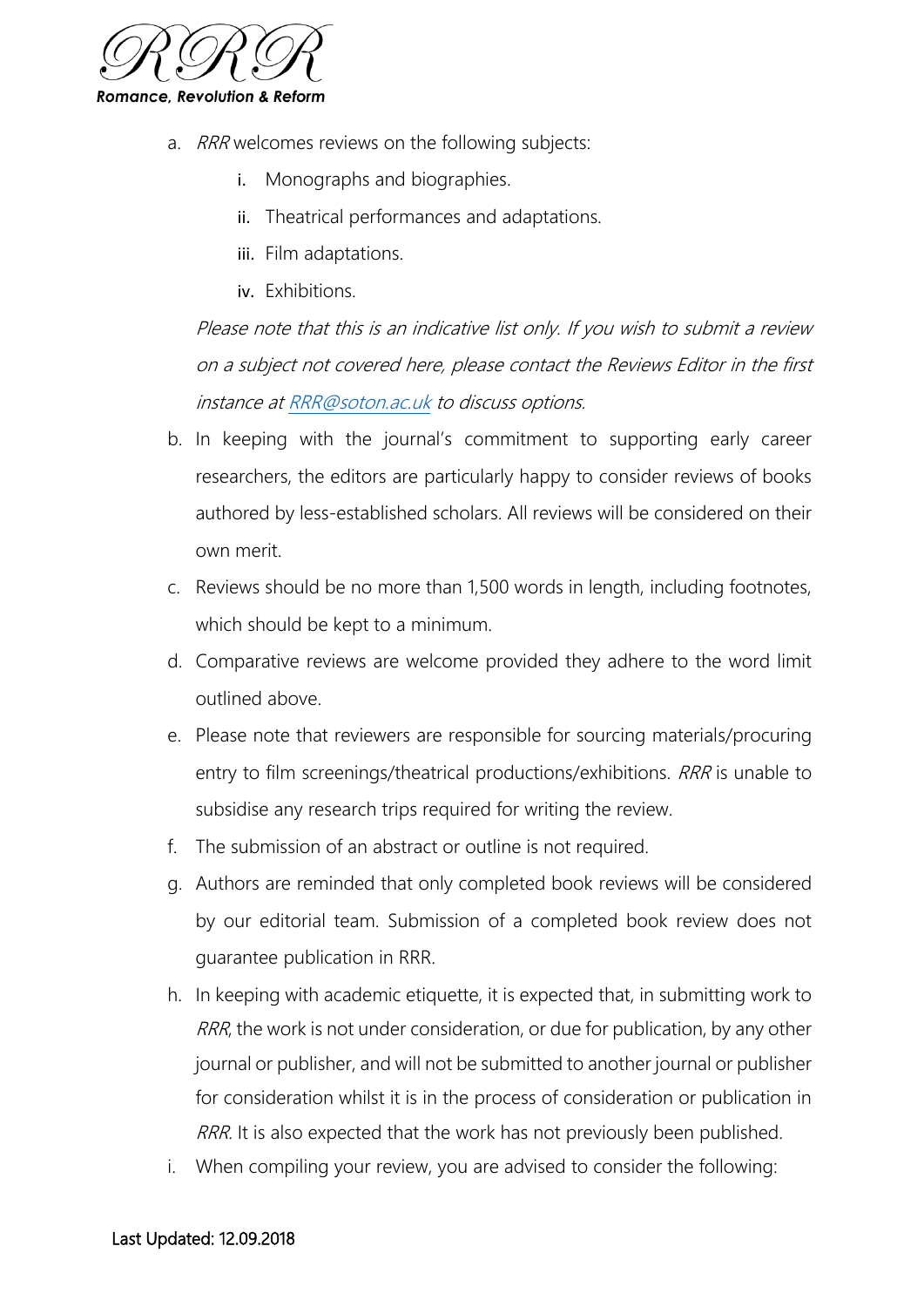a. *RRR* welcomes reviews on the following subjects:

   i. Monographs and biographies.

   ii. Theatrical performances and adaptations.

   iii. Film adaptations.

   iv. Exhibitions.

   *Please note that this is an indicative list only. If you wish to submit a review on a subject not covered here, please contact the Reviews Editor in the first instance at [RRR@soton.ac.uk](mailto:RRR@soton.ac.uk) to discuss options.*

b. In keeping with the journal's commitment to supporting early career researchers, the editors are particularly happy to consider reviews of books authored by less-established scholars. All reviews will be considered on their own merit.

c. Reviews should be no more than 1,500 words in length, including footnotes, which should be kept to a minimum.

d. Comparative reviews are welcome provided they adhere to the word limit outlined above.

e. Please note that reviewers are responsible for sourcing materials/procuring entry to film screenings/theatrical productions/exhibitions. *RRR* is unable to subsidise any research trips required for writing the review.

f. The submission of an abstract or outline is not required.

g. Authors are reminded that only completed book reviews will be considered by our editorial team. Submission of a completed book review does not guarantee publication in RRR.

h. In keeping with academic etiquette, it is expected that, in submitting work to *RRR*, the work is not under consideration, or due for publication, by any other journal or publisher, and will not be submitted to another journal or publisher for consideration whilst it is in the process of consideration or publication in *RRR*. It is also expected that the work has not previously been published.

i. When compiling your review, you are advised to consider the following: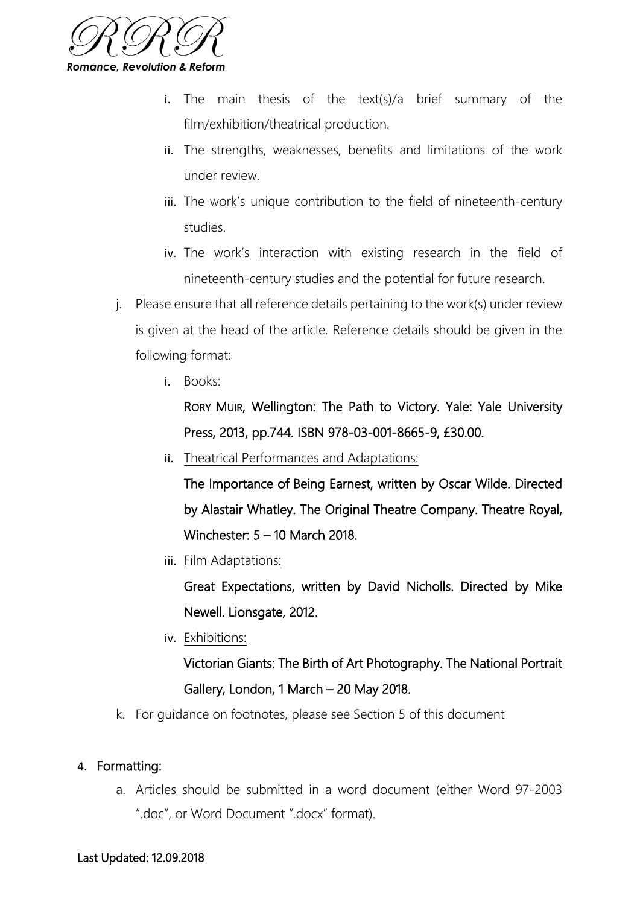i. The main thesis of the text(s)/a brief summary of the film/exhibition/theatrical production.
   ii. The strengths, weaknesses, benefits and limitations of the work under review.
   iii. The work's unique contribution to the field of nineteenth-century studies.
   iv. The work's interaction with existing research in the field of nineteenth-century studies and the potential for future research.

j. Please ensure that all reference details pertaining to the work(s) under review is given at the head of the article. Reference details should be given in the following format:

   i. Books:

      RORY MUIR, Wellington: The Path to Victory. Yale: Yale University Press, 2013, pp.744. ISBN 978-03-001-8665-9, £30.00.

   ii. Theatrical Performances and Adaptations:

      The Importance of Being Earnest, written by Oscar Wilde. Directed by Alastair Whatley. The Original Theatre Company. Theatre Royal, Winchester: 5 – 10 March 2018.

   iii. Film Adaptations:

      Great Expectations, written by David Nicholls. Directed by Mike Newell. Lionsgate, 2012.

   iv. Exhibitions:

      Victorian Giants: The Birth of Art Photography. The National Portrait Gallery, London, 1 March – 20 May 2018.

k. For guidance on footnotes, please see Section 5 of this document

4. **Formatting:**

   a. Articles should be submitted in a word document (either Word 97-2003 ".doc", or Word Document ".docx" format).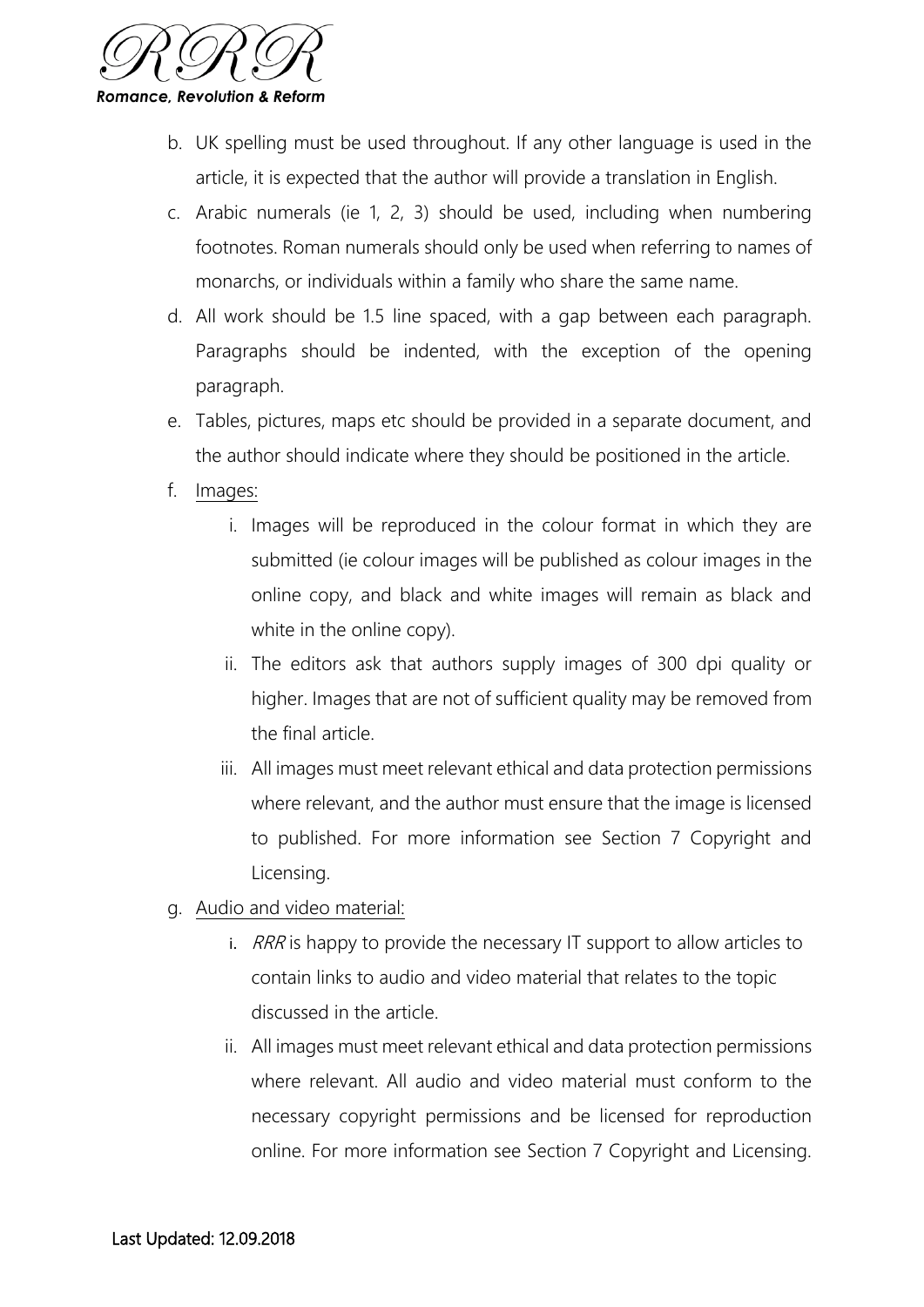b. UK spelling must be used throughout. If any other language is used in the article, it is expected that the author will provide a translation in English.

c. Arabic numerals (ie 1, 2, 3) should be used, including when numbering footnotes. Roman numerals should only be used when referring to names of monarchs, or individuals within a family who share the same name.

d. All work should be 1.5 line spaced, with a gap between each paragraph. Paragraphs should be indented, with the exception of the opening paragraph.

e. Tables, pictures, maps etc should be provided in a separate document, and the author should indicate where they should be positioned in the article.

f. Images:

   i. Images will be reproduced in the colour format in which they are submitted (ie colour images will be published as colour images in the online copy, and black and white images will remain as black and white in the online copy).

   ii. The editors ask that authors supply images of 300 dpi quality or higher. Images that are not of sufficient quality may be removed from the final article.

   iii. All images must meet relevant ethical and data protection permissions where relevant, and the author must ensure that the image is licensed to published. For more information see Section 7 Copyright and Licensing.

g. Audio and video material:

   i. *RRR* is happy to provide the necessary IT support to allow articles to contain links to audio and video material that relates to the topic discussed in the article.

   ii. All images must meet relevant ethical and data protection permissions where relevant. All audio and video material must conform to the necessary copyright permissions and be licensed for reproduction online. For more information see Section 7 Copyright and Licensing.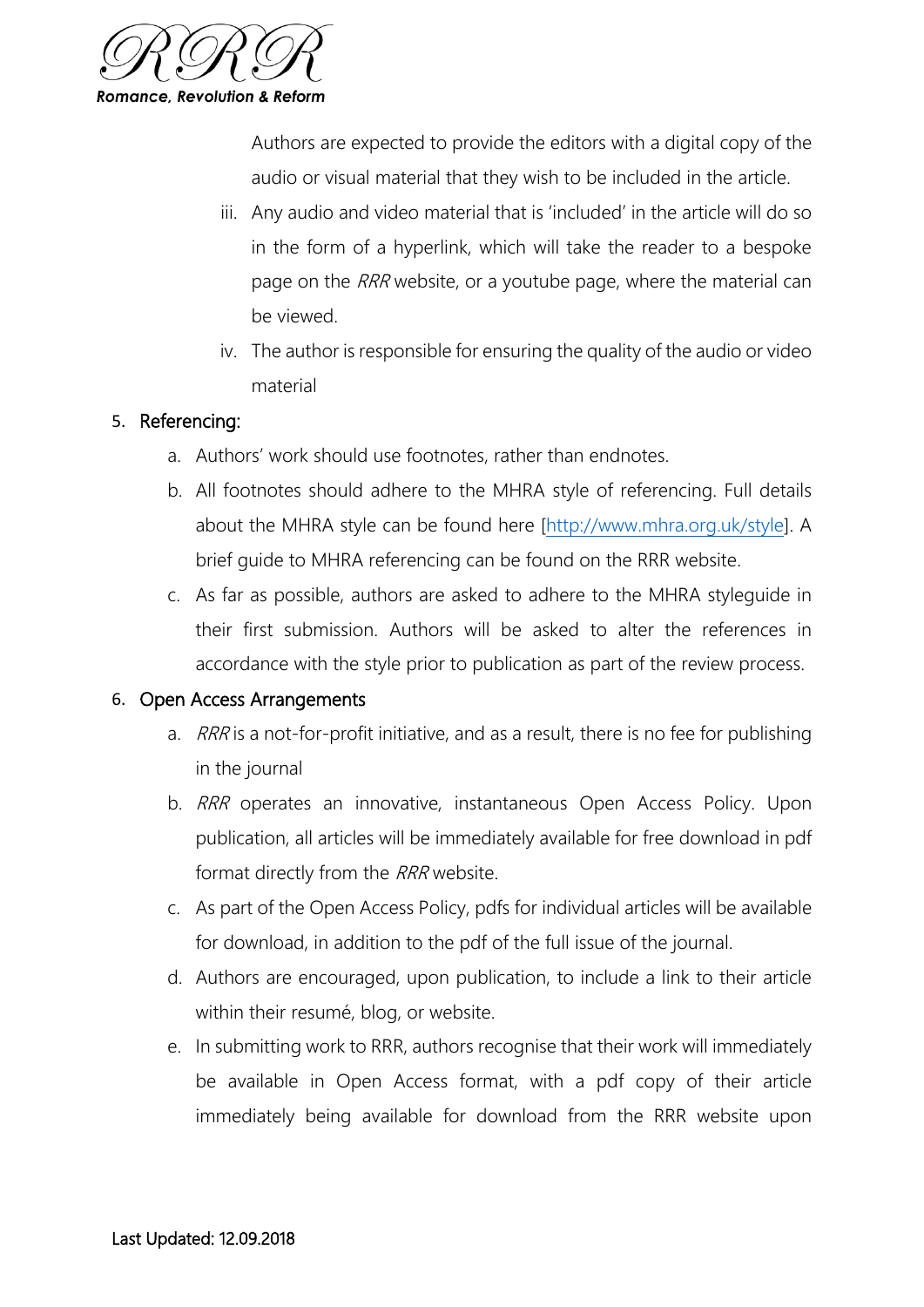Authors are expected to provide the editors with a digital copy of the audio or visual material that they wish to be included in the article.

iii. Any audio and video material that is 'included' in the article will do so in the form of a hyperlink, which will take the reader to a bespoke page on the *RRR* website, or a youtube page, where the material can be viewed.

iv. The author is responsible for ensuring the quality of the audio or video material

5. Referencing:
    a. Authors' work should use footnotes, rather than endnotes.
    b. All footnotes should adhere to the MHRA style of referencing. Full details about the MHRA style can be found here [http://www.mhra.org.uk/style]. A brief guide to MHRA referencing can be found on the RRR website.
    c. As far as possible, authors are asked to adhere to the MHRA styleguide in their first submission. Authors will be asked to alter the references in accordance with the style prior to publication as part of the review process.

6. Open Access Arrangements
    a. *RRR* is a not-for-profit initiative, and as a result, there is no fee for publishing in the journal
    b. *RRR* operates an innovative, instantaneous Open Access Policy. Upon publication, all articles will be immediately available for free download in pdf format directly from the *RRR* website.
    c. As part of the Open Access Policy, pdfs for individual articles will be available for download, in addition to the pdf of the full issue of the journal.
    d. Authors are encouraged, upon publication, to include a link to their article within their resumé, blog, or website.
    e. In submitting work to RRR, authors recognise that their work will immediately be available in Open Access format, with a pdf copy of their article immediately being available for download from the RRR website upon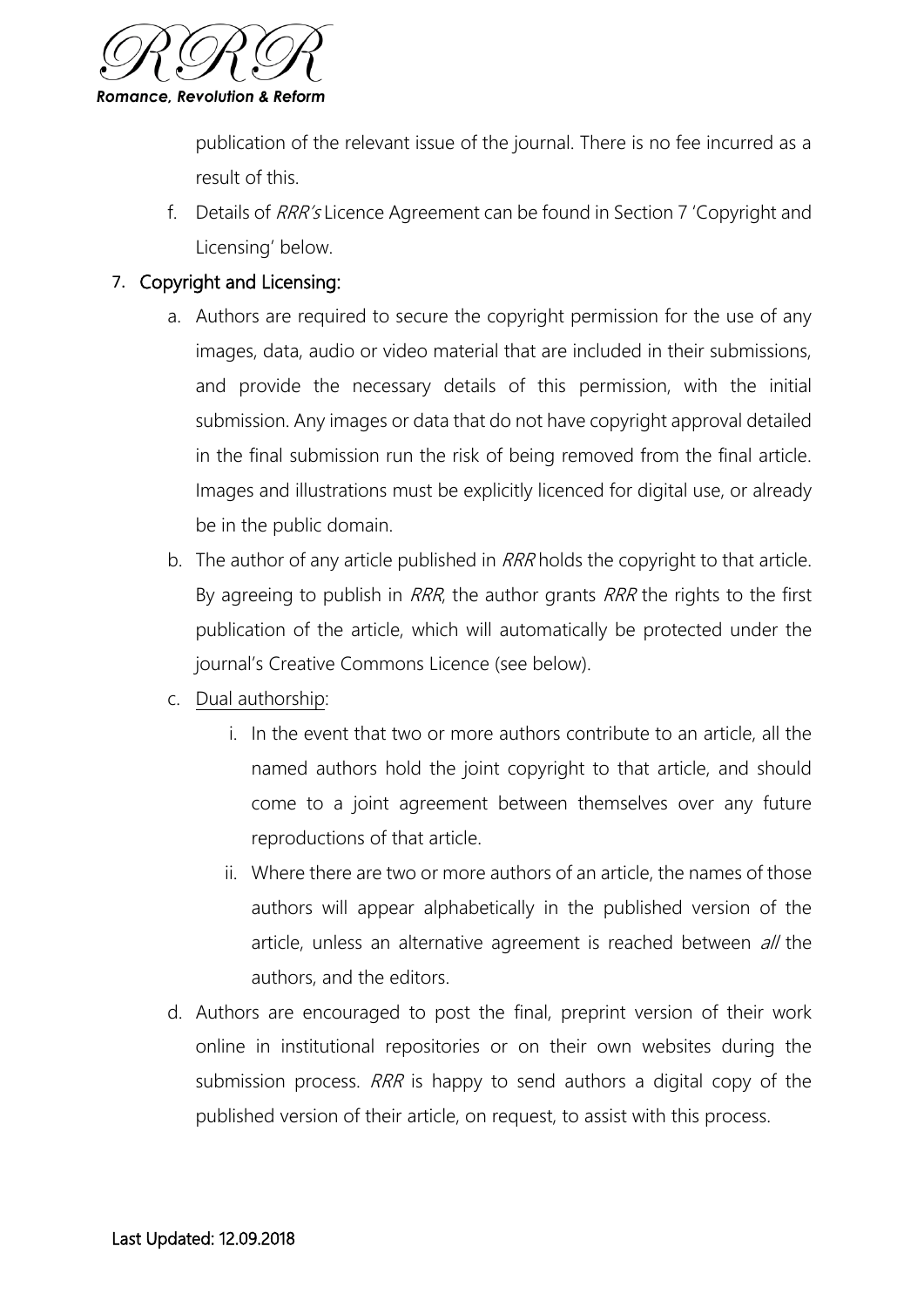publication of the relevant issue of the journal. There is no fee incurred as a result of this.

f. Details of *RRR's* Licence Agreement can be found in Section 7 'Copyright and Licensing' below.

7. Copyright and Licensing:

   a. Authors are required to secure the copyright permission for the use of any images, data, audio or video material that are included in their submissions, and provide the necessary details of this permission, with the initial submission. Any images or data that do not have copyright approval detailed in the final submission run the risk of being removed from the final article. Images and illustrations must be explicitly licenced for digital use, or already be in the public domain.

   b. The author of any article published in *RRR* holds the copyright to that article. By agreeing to publish in *RRR*, the author grants *RRR* the rights to the first publication of the article, which will automatically be protected under the journal's Creative Commons Licence (see below).

   c. Dual authorship:

      i. In the event that two or more authors contribute to an article, all the named authors hold the joint copyright to that article, and should come to a joint agreement between themselves over any future reproductions of that article.

      ii. Where there are two or more authors of an article, the names of those authors will appear alphabetically in the published version of the article, unless an alternative agreement is reached between *all* the authors, and the editors.

   d. Authors are encouraged to post the final, preprint version of their work online in institutional repositories or on their own websites during the submission process. *RRR* is happy to send authors a digital copy of the published version of their article, on request, to assist with this process.

Last Updated: 12.09.2018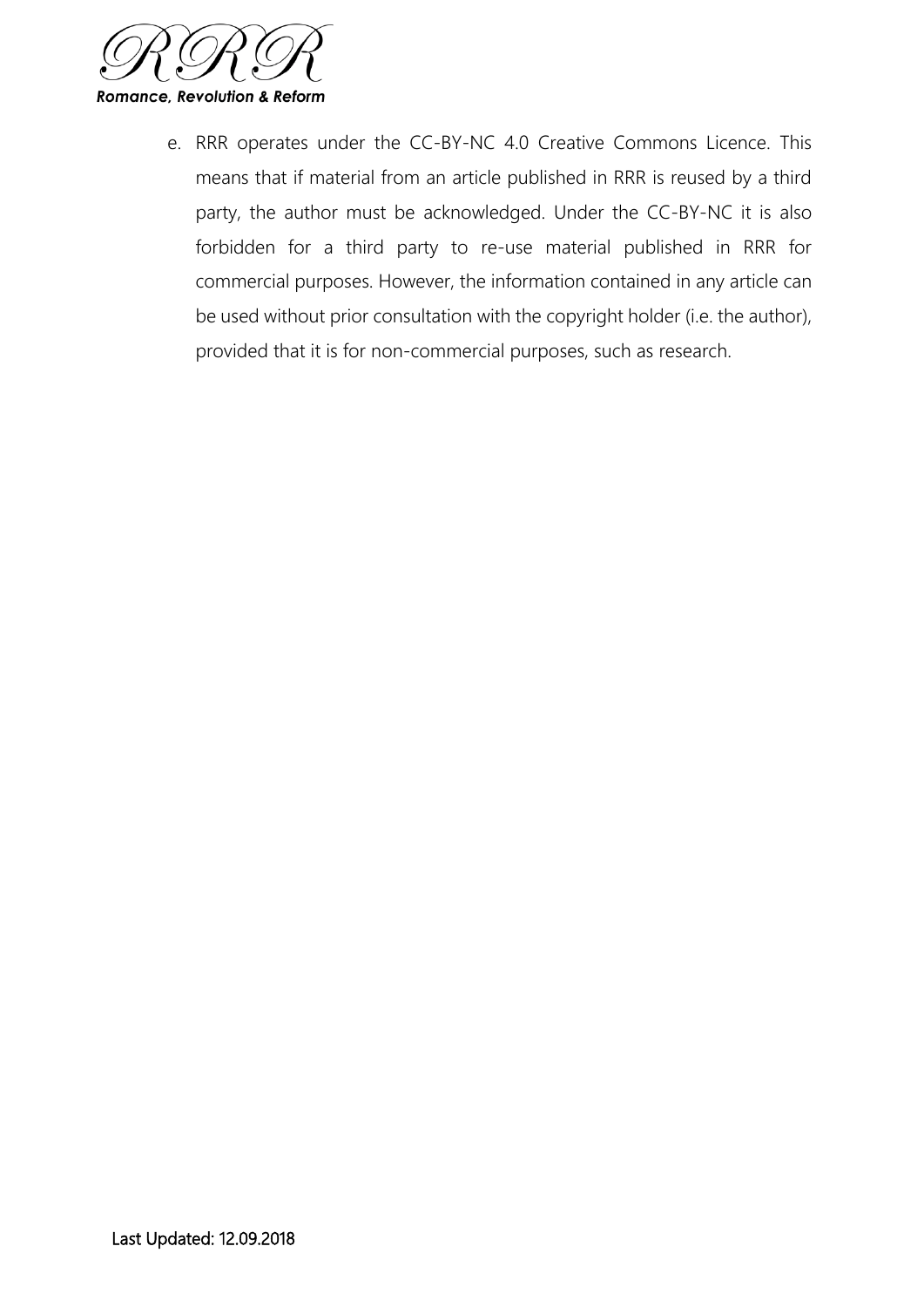e. RRR operates under the CC-BY-NC 4.0 Creative Commons Licence. This means that if material from an article published in RRR is reused by a third party, the author must be acknowledged. Under the CC-BY-NC it is also forbidden for a third party to re-use material published in RRR for commercial purposes. However, the information contained in any article can be used without prior consultation with the copyright holder (i.e. the author), provided that it is for non-commercial purposes, such as research.